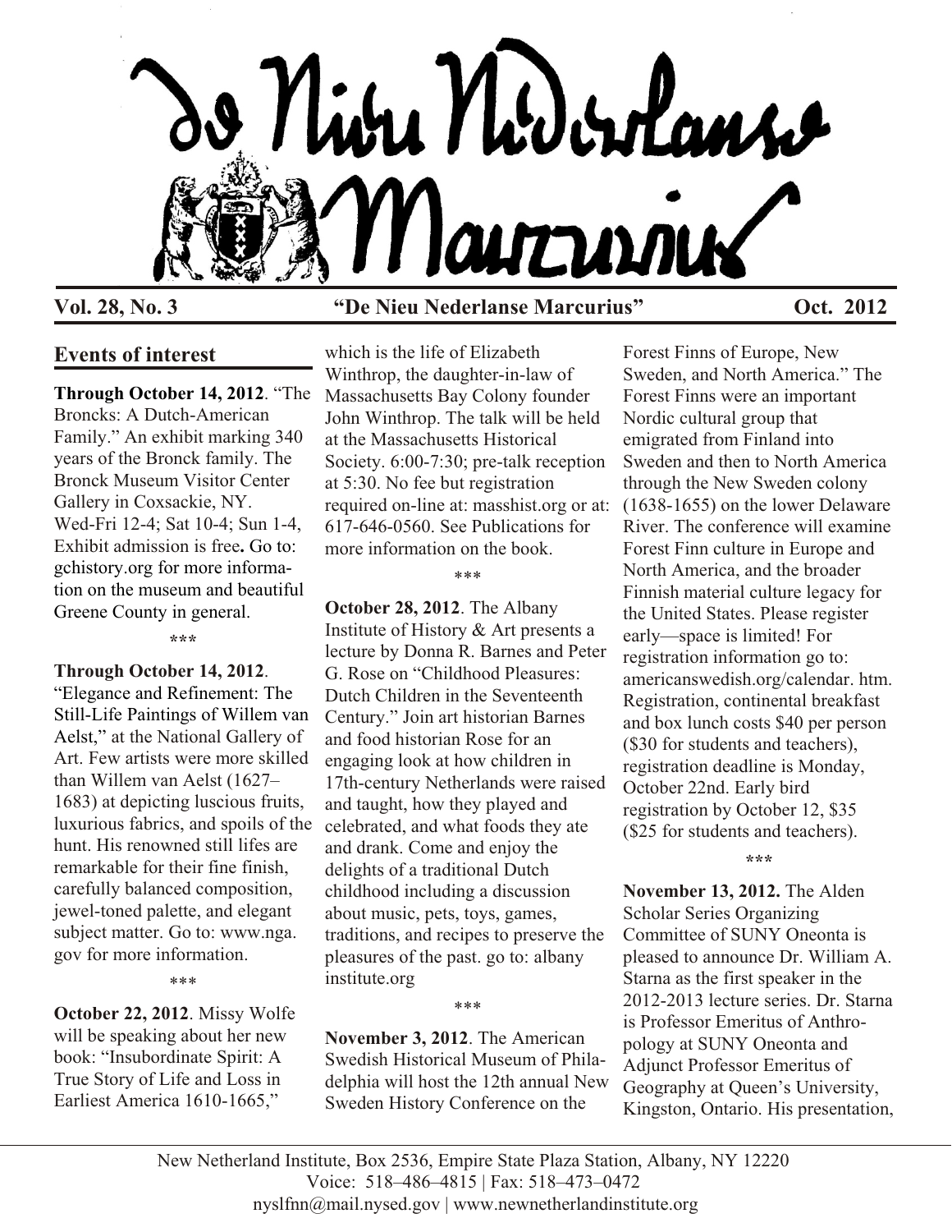# De Nieu Nederlanse Marcurius

**Vol. 28, No. 3** **"De Nieu Nederlanse Marcurius"** **Oct. 2012**

## Events of interest

**Through October 14, 2012**. "The Broncks: A Dutch-American Family." An exhibit marking 340 years of the Bronck family. The Bronck Museum Visitor Center Gallery in Coxsackie, NY. Wed-Fri 12-4; Sat 10-4; Sun 1-4, Exhibit admission is free**.** Go to: gchistory.org for more information on the museum and beautiful Greene County in general.

\*\*\*

**Through October 14, 2012**. "Elegance and Refinement: The Still-Life Paintings of Willem van Aelst," at the National Gallery of Art. Few artists were more skilled than Willem van Aelst (1627–1683) at depicting luscious fruits, luxurious fabrics, and spoils of the hunt. His renowned still lifes are remarkable for their fine finish, carefully balanced composition, jewel-toned palette, and elegant subject matter. Go to: www.nga.gov for more information.

\*\*\*

**October 22, 2012**. Missy Wolfe will be speaking about her new book: "Insubordinate Spirit: A True Story of Life and Loss in Earliest America 1610-1665," which is the life of Elizabeth Winthrop, the daughter-in-law of Massachusetts Bay Colony founder John Winthrop. The talk will be held at the Massachusetts Historical Society. 6:00-7:30; pre-talk reception at 5:30. No fee but registration required on-line at: masshist.org or at: 617-646-0560. See Publications for more information on the book.

\*\*\*

**October 28, 2012**. The Albany Institute of History & Art presents a lecture by Donna R. Barnes and Peter G. Rose on "Childhood Pleasures: Dutch Children in the Seventeenth Century." Join art historian Barnes and food historian Rose for an engaging look at how children in 17th-century Netherlands were raised and taught, how they played and celebrated, and what foods they ate and drank. Come and enjoy the delights of a traditional Dutch childhood including a discussion about music, pets, toys, games, traditions, and recipes to preserve the pleasures of the past. go to: albany institute.org

\*\*\*

**November 3, 2012**. The American Swedish Historical Museum of Philadelphia will host the 12th annual New Sweden History Conference on the Forest Finns of Europe, New Sweden, and North America." The Forest Finns were an important Nordic cultural group that emigrated from Finland into Sweden and then to North America through the New Sweden colony (1638-1655) on the lower Delaware River. The conference will examine Forest Finn culture in Europe and North America, and the broader Finnish material culture legacy for the United States. Please register early—space is limited! For registration information go to: americanswedish.org/calendar. htm. Registration, continental breakfast and box lunch costs $40 per person ($30 for students and teachers), registration deadline is Monday, October 22nd. Early bird registration by October 12, $35 ($25 for students and teachers).

\*\*\*

**November 13, 2012.** The Alden Scholar Series Organizing Committee of SUNY Oneonta is pleased to announce Dr. William A. Starna as the first speaker in the 2012-2013 lecture series. Dr. Starna is Professor Emeritus of Anthropology at SUNY Oneonta and Adjunct Professor Emeritus of Geography at Queen's University, Kingston, Ontario. His presentation,

New Netherland Institute, Box 2536, Empire State Plaza Station, Albany, NY 12220
Voice: 518–486–4815 | Fax: 518–473–0472
nyslfnn@mail.nysed.gov | www.newnetherlandinstitute.org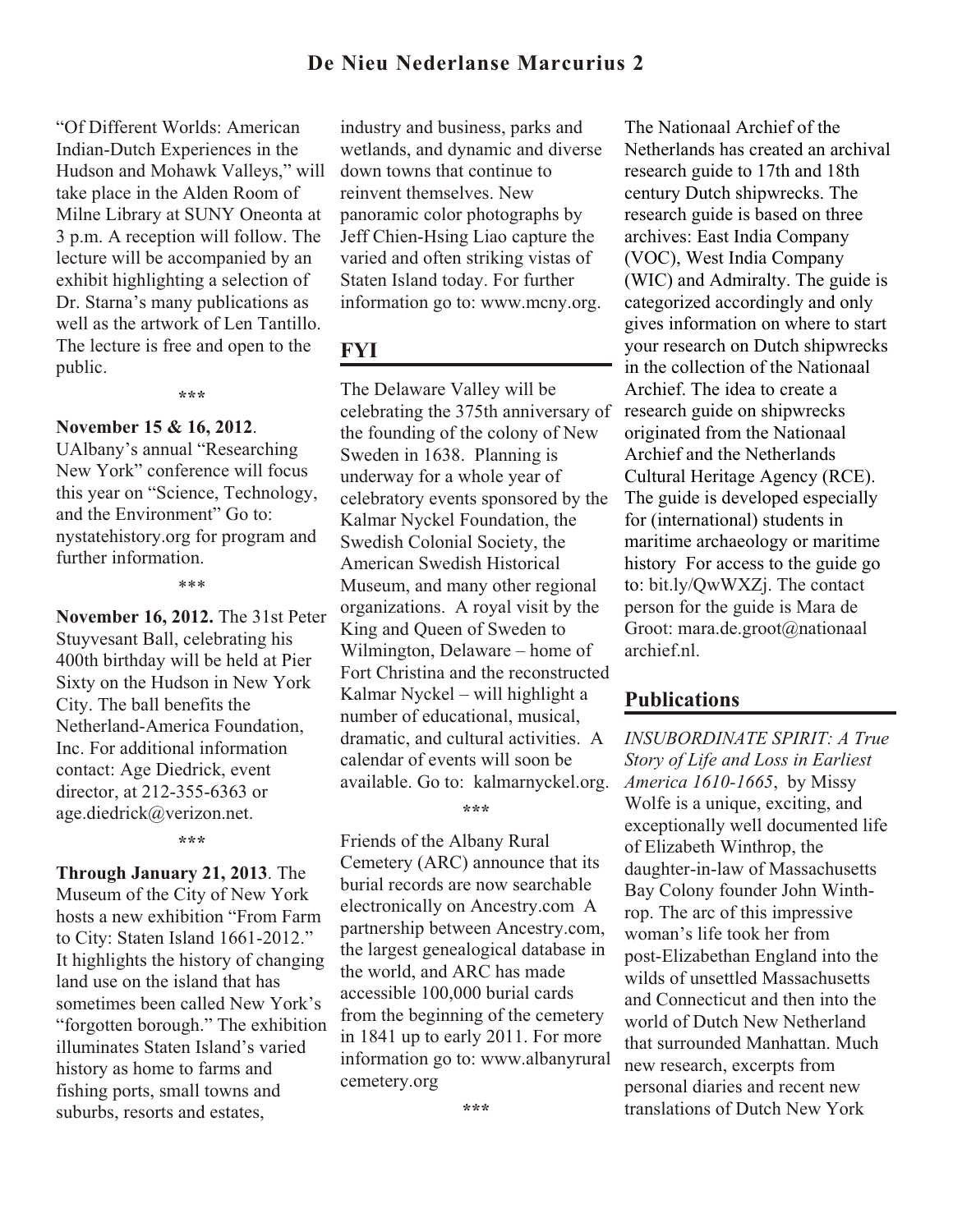"Of Different Worlds: American Indian-Dutch Experiences in the Hudson and Mohawk Valleys," will take place in the Alden Room of Milne Library at SUNY Oneonta at 3 p.m. A reception will follow. The lecture will be accompanied by an exhibit highlighting a selection of Dr. Starna's many publications as well as the artwork of Len Tantillo. The lecture is free and open to the public.

\*\*\*

**November 15 & 16, 2012**. UAlbany's annual "Researching New York" conference will focus this year on "Science, Technology, and the Environment" Go to: nystatehistory.org for program and further information.

\*\*\*

**November 16, 2012.** The 31st Peter Stuyvesant Ball, celebrating his 400th birthday will be held at Pier Sixty on the Hudson in New York City. The ball benefits the Netherland-America Foundation, Inc. For additional information contact: Age Diedrick, event director, at 212-355-6363 or age.diedrick@verizon.net.

\*\*\*

**Through January 21, 2013**. The Museum of the City of New York hosts a new exhibition "From Farm to City: Staten Island 1661-2012." It highlights the history of changing land use on the island that has sometimes been called New York's "forgotten borough." The exhibition illuminates Staten Island's varied history as home to farms and fishing ports, small towns and suburbs, resorts and estates, industry and business, parks and wetlands, and dynamic and diverse down towns that continue to reinvent themselves. New panoramic color photographs by Jeff Chien-Hsing Liao capture the varied and often striking vistas of Staten Island today. For further information go to: www.mcny.org.

## FYI

The Delaware Valley will be celebrating the 375th anniversary of the founding of the colony of New Sweden in 1638. Planning is underway for a whole year of celebratory events sponsored by the Kalmar Nyckel Foundation, the Swedish Colonial Society, the American Swedish Historical Museum, and many other regional organizations. A royal visit by the King and Queen of Sweden to Wilmington, Delaware – home of Fort Christina and the reconstructed Kalmar Nyckel – will highlight a number of educational, musical, dramatic, and cultural activities. A calendar of events will soon be available. Go to: kalmarnyckel.org.

\*\*\*

Friends of the Albany Rural Cemetery (ARC) announce that its burial records are now searchable electronically on Ancestry.com A partnership between Ancestry.com, the largest genealogical database in the world, and ARC has made accessible 100,000 burial cards from the beginning of the cemetery in 1841 up to early 2011. For more information go to: www.albanyrural cemetery.org

\*\*\*

The Nationaal Archief of the Netherlands has created an archival research guide to 17th and 18th century Dutch shipwrecks. The research guide is based on three archives: East India Company (VOC), West India Company (WIC) and Admiralty. The guide is categorized accordingly and only gives information on where to start your research on Dutch shipwrecks in the collection of the Nationaal Archief. The idea to create a research guide on shipwrecks originated from the Nationaal Archief and the Netherlands Cultural Heritage Agency (RCE). The guide is developed especially for (international) students in maritime archaeology or maritime history For access to the guide go to: bit.ly/QwWXZj. The contact person for the guide is Mara de Groot: mara.de.groot@nationaal archief.nl.

## Publications

*INSUBORDINATE SPIRIT: A True Story of Life and Loss in Earliest America 1610-1665*, by Missy Wolfe is a unique, exciting, and exceptionally well documented life of Elizabeth Winthrop, the daughter-in-law of Massachusetts Bay Colony founder John Winthrop. The arc of this impressive woman's life took her from post-Elizabethan England into the wilds of unsettled Massachusetts and Connecticut and then into the world of Dutch New Netherland that surrounded Manhattan. Much new research, excerpts from personal diaries and recent new translations of Dutch New York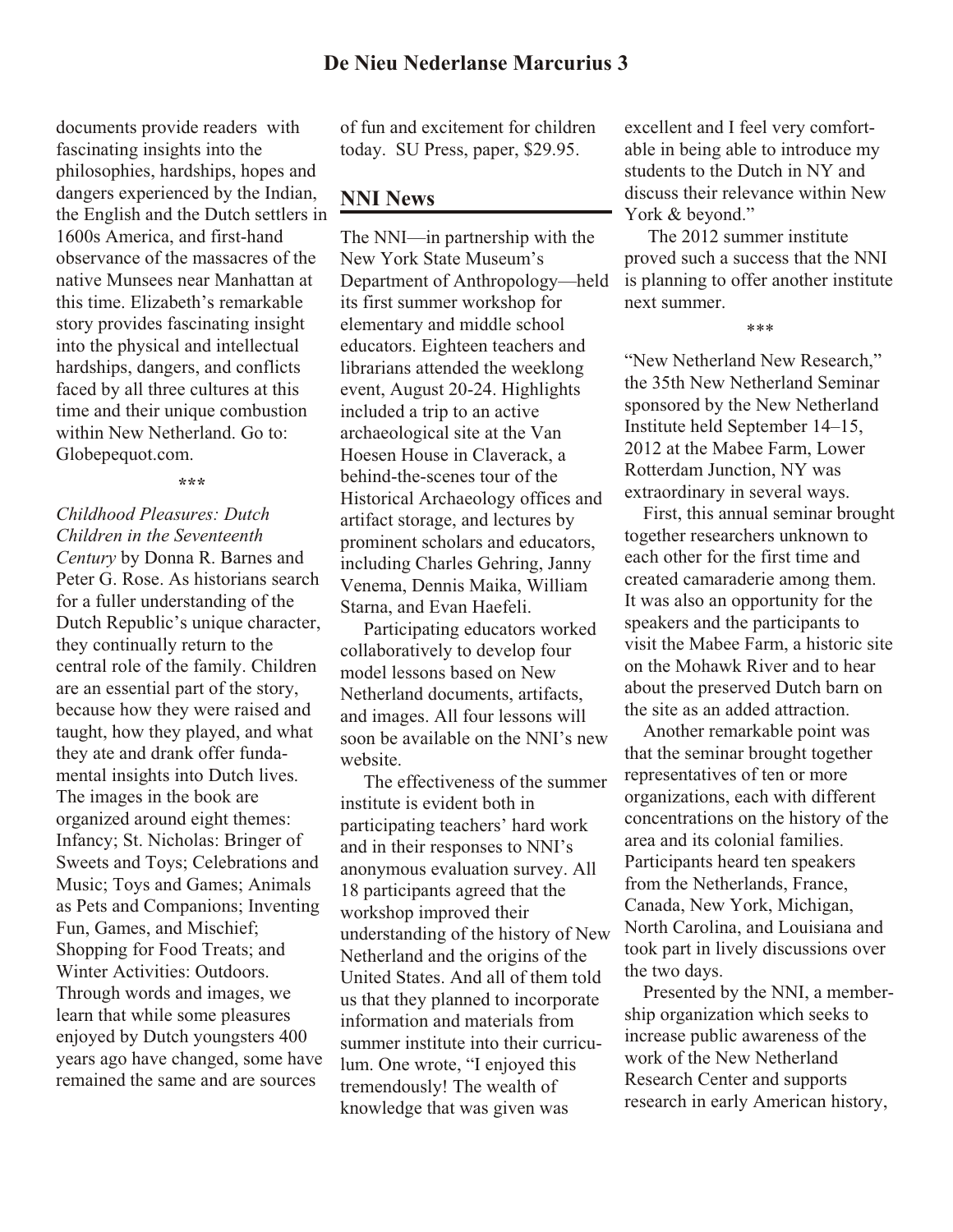documents provide readers with fascinating insights into the philosophies, hardships, hopes and dangers experienced by the Indian, the English and the Dutch settlers in 1600s America, and first-hand observance of the massacres of the native Munsees near Manhattan at this time. Elizabeth's remarkable story provides fascinating insight into the physical and intellectual hardships, dangers, and conflicts faced by all three cultures at this time and their unique combustion within New Netherland. Go to: Globepequot.com.

***

*Childhood Pleasures: Dutch Children in the Seventeenth Century* by Donna R. Barnes and Peter G. Rose. As historians search for a fuller understanding of the Dutch Republic's unique character, they continually return to the central role of the family. Children are an essential part of the story, because how they were raised and taught, how they played, and what they ate and drank offer fundamental insights into Dutch lives. The images in the book are organized around eight themes: Infancy; St. Nicholas: Bringer of Sweets and Toys; Celebrations and Music; Toys and Games; Animals as Pets and Companions; Inventing Fun, Games, and Mischief; Shopping for Food Treats; and Winter Activities: Outdoors. Through words and images, we learn that while some pleasures enjoyed by Dutch youngsters 400 years ago have changed, some have remained the same and are sources of fun and excitement for children today. SU Press, paper, $29.95.

## NNI News

The NNI—in partnership with the New York State Museum's Department of Anthropology—held its first summer workshop for elementary and middle school educators. Eighteen teachers and librarians attended the weeklong event, August 20-24. Highlights included a trip to an active archaeological site at the Van Hoesen House in Claverack, a behind-the-scenes tour of the Historical Archaeology offices and artifact storage, and lectures by prominent scholars and educators, including Charles Gehring, Janny Venema, Dennis Maika, William Starna, and Evan Haefeli.

Participating educators worked collaboratively to develop four model lessons based on New Netherland documents, artifacts, and images. All four lessons will soon be available on the NNI's new website.

The effectiveness of the summer institute is evident both in participating teachers' hard work and in their responses to NNI's anonymous evaluation survey. All 18 participants agreed that the workshop improved their understanding of the history of New Netherland and the origins of the United States. And all of them told us that they planned to incorporate information and materials from summer institute into their curriculum. One wrote, "I enjoyed this tremendously! The wealth of knowledge that was given was excellent and I feel very comfortable in being able to introduce my students to the Dutch in NY and discuss their relevance within New York & beyond."

The 2012 summer institute proved such a success that the NNI is planning to offer another institute next summer.

***

"New Netherland New Research," the 35th New Netherland Seminar sponsored by the New Netherland Institute held September 14–15, 2012 at the Mabee Farm, Lower Rotterdam Junction, NY was extraordinary in several ways.

First, this annual seminar brought together researchers unknown to each other for the first time and created camaraderie among them. It was also an opportunity for the speakers and the participants to visit the Mabee Farm, a historic site on the Mohawk River and to hear about the preserved Dutch barn on the site as an added attraction.

Another remarkable point was that the seminar brought together representatives of ten or more organizations, each with different concentrations on the history of the area and its colonial families. Participants heard ten speakers from the Netherlands, France, Canada, New York, Michigan, North Carolina, and Louisiana and took part in lively discussions over the two days.

Presented by the NNI, a membership organization which seeks to increase public awareness of the work of the New Netherland Research Center and supports research in early American history,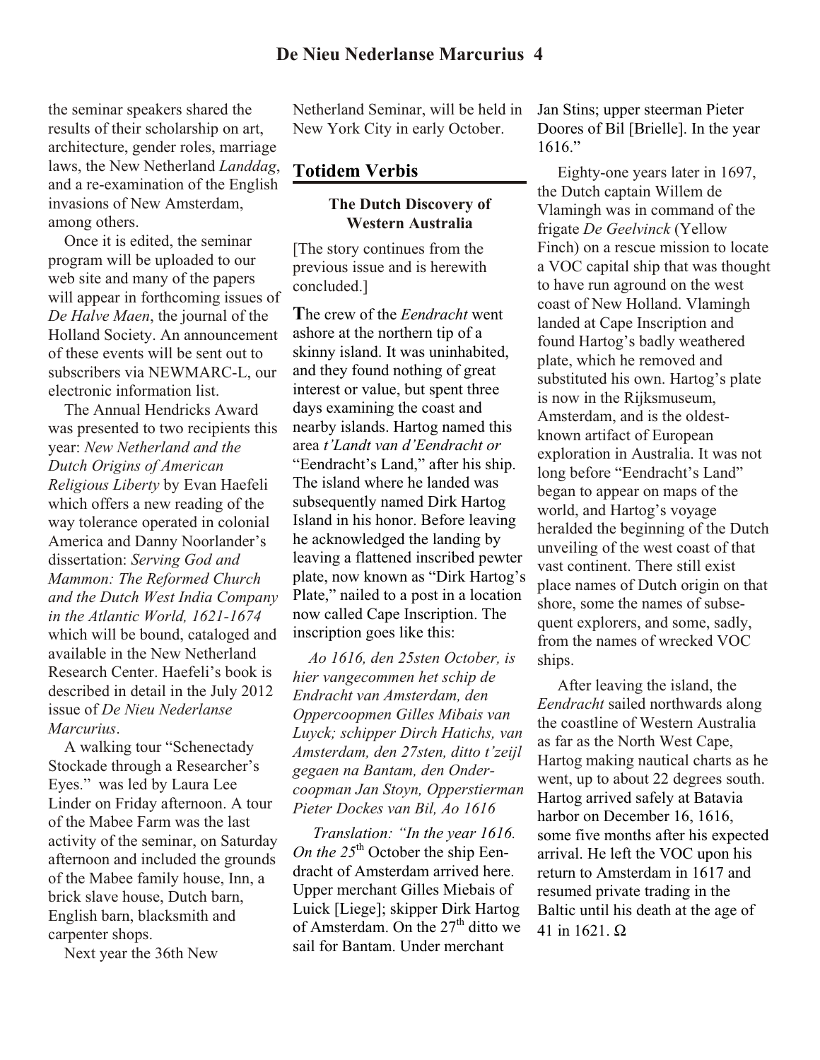the seminar speakers shared the results of their scholarship on art, architecture, gender roles, marriage laws, the New Netherland *Landdag*, and a re-examination of the English invasions of New Amsterdam, among others.

Once it is edited, the seminar program will be uploaded to our web site and many of the papers will appear in forthcoming issues of *De Halve Maen*, the journal of the Holland Society. An announcement of these events will be sent out to subscribers via NEWMARC-L, our electronic information list.

The Annual Hendricks Award was presented to two recipients this year: *New Netherland and the Dutch Origins of American Religious Liberty* by Evan Haefeli which offers a new reading of the way tolerance operated in colonial America and Danny Noorlander's dissertation: *Serving God and Mammon: The Reformed Church and the Dutch West India Company in the Atlantic World, 1621-1674* which will be bound, cataloged and available in the New Netherland Research Center. Haefeli's book is described in detail in the July 2012 issue of *De Nieu Nederlanse Marcurius*.

A walking tour "Schenectady Stockade through a Researcher's Eyes." was led by Laura Lee Linder on Friday afternoon. A tour of the Mabee Farm was the last activity of the seminar, on Saturday afternoon and included the grounds of the Mabee family house, Inn, a brick slave house, Dutch barn, English barn, blacksmith and carpenter shops.

Next year the 36th New Netherland Seminar, will be held in New York City in early October.

## Totidem Verbis

### The Dutch Discovery of Western Australia

[The story continues from the previous issue and is herewith concluded.]

**T**he crew of the *Eendracht* went ashore at the northern tip of a skinny island. It was uninhabited, and they found nothing of great interest or value, but spent three days examining the coast and nearby islands. Hartog named this area *t'Landt van d'Eendracht or* "Eendracht's Land," after his ship. The island where he landed was subsequently named Dirk Hartog Island in his honor. Before leaving he acknowledged the landing by leaving a flattened inscribed pewter plate, now known as "Dirk Hartog's Plate," nailed to a post in a location now called Cape Inscription. The inscription goes like this:

*Ao 1616, den 25sten October, is hier vangecommen het schip de Endracht van Amsterdam, den Oppercoopmen Gilles Mibais van Luyck; schipper Dirch Hatichs, van Amsterdam, den 27sten, ditto t'zeijl gegaen na Bantam, den Onder-coopman Jan Stoyn, Opperstierman Pieter Dockes van Bil, Ao 1616*

*Translation: "In the year 1616. On the 25*th October the ship Eendracht of Amsterdam arrived here. Upper merchant Gilles Miebais of Luick [Liege]; skipper Dirk Hartog of Amsterdam. On the 27th ditto we sail for Bantam. Under merchant Jan Stins; upper steerman Pieter Doores of Bil [Brielle]. In the year 1616."

Eighty-one years later in 1697, the Dutch captain Willem de Vlamingh was in command of the frigate *De Geelvinck* (Yellow Finch) on a rescue mission to locate a VOC capital ship that was thought to have run aground on the west coast of New Holland. Vlamingh landed at Cape Inscription and found Hartog's badly weathered plate, which he removed and substituted his own. Hartog's plate is now in the Rijksmuseum, Amsterdam, and is the oldest-known artifact of European exploration in Australia. It was not long before "Eendracht's Land" began to appear on maps of the world, and Hartog's voyage heralded the beginning of the Dutch unveiling of the west coast of that vast continent. There still exist place names of Dutch origin on that shore, some the names of subsequent explorers, and some, sadly, from the names of wrecked VOC ships.

After leaving the island, the *Eendracht* sailed northwards along the coastline of Western Australia as far as the North West Cape, Hartog making nautical charts as he went, up to about 22 degrees south. Hartog arrived safely at Batavia harbor on December 16, 1616, some five months after his expected arrival. He left the VOC upon his return to Amsterdam in 1617 and resumed private trading in the Baltic until his death at the age of 41 in 1621. Ω